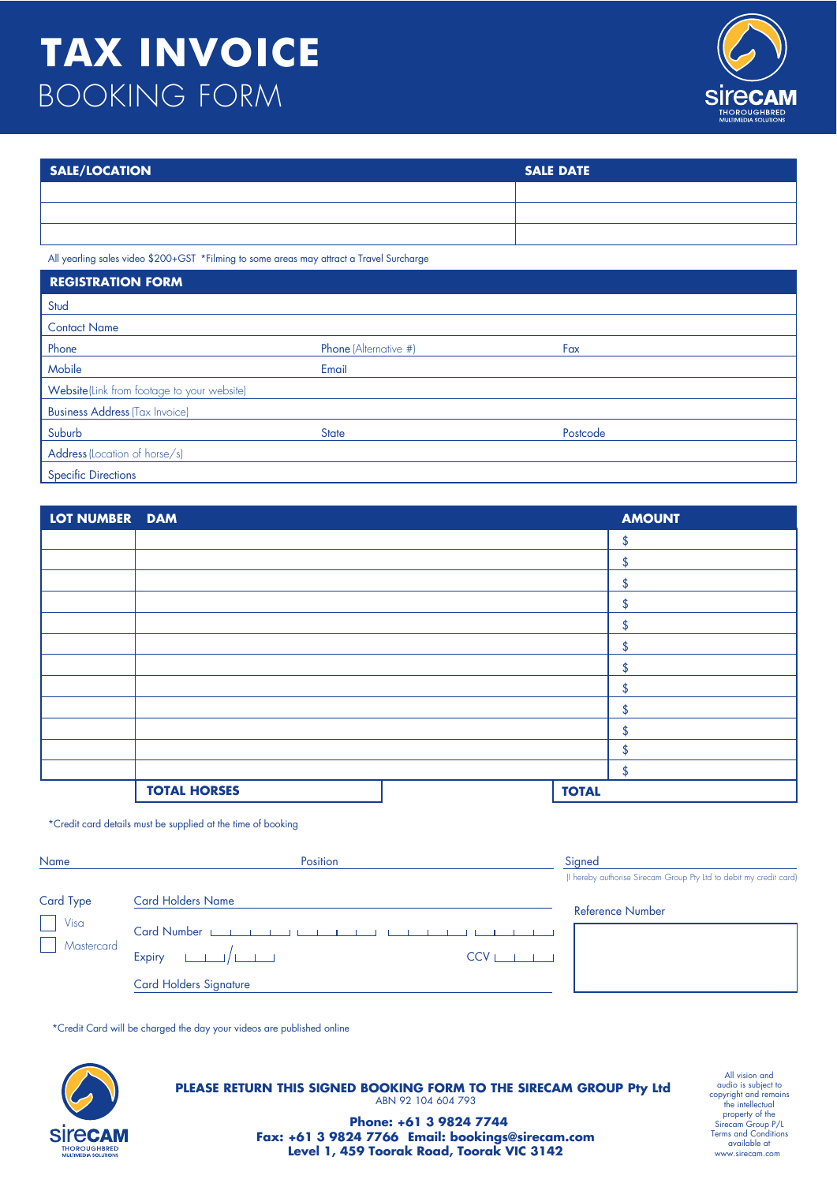# TAX INVOICE
## BOOKING FORM

sireCAM
THOROUGHBRED MULTIMEDIA SOLUTIONS

| SALE/LOCATION | SALE DATE |
|---|---|
| | |
| | |
| | |

All yearling sales video $200+GST *Filming to some areas may attract a Travel Surcharge

| REGISTRATION FORM | | |
|---|---|---|
| Stud | | |
| Contact Name | | |
| Phone | Phone (Alternative #) | Fax |
| Mobile | Email | |
| Website (Link from footage to your website) | | |
| Business Address (Tax Invoice) | | |
| Suburb | State | Postcode |
| Address (Location of horse/s) | | |
| Specific Directions | | |

| LOT NUMBER | DAM | | AMOUNT |
|---|---|---|---|
| | | | $ |
| | | | $ |
| | | | $ |
| | | | $ |
| | | | $ |
| | | | $ |
| | | | $ |
| | | | $ |
| | | | $ |
| | | | $ |
| | | | $ |
| | | | $ |
| | **TOTAL HORSES** | **TOTAL** | |

*Credit card details must be supplied at the time of booking

Name ______ Position ______ Signed ______
(I hereby authorise Sirecam Group Pty Ltd to debit my credit card)

Card Type
- [ ] Visa
- [ ] Mastercard

Card Holders Name ______

Card Number ______

Expiry ___/___ CCV ______

Card Holders Signature ______

Reference Number ______

*Credit Card will be charged the day your videos are published online

**PLEASE RETURN THIS SIGNED BOOKING FORM TO THE SIRECAM GROUP Pty Ltd**
ABN 92 104 604 793

**Phone: +61 3 9824 7744**
**Fax: +61 3 9824 7766 Email: bookings@sirecam.com**
**Level 1, 459 Toorak Road, Toorak VIC 3142**

All vision and audio is subject to copyright and remains the intellectual property of the Sirecam Group P/L Terms and Conditions available at www.sirecam.com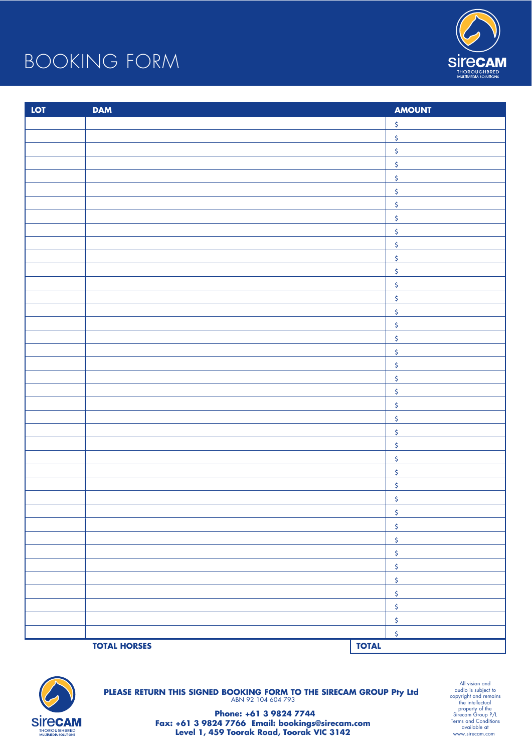# BOOKING FORM

sireCAM
THOROUGHBRED
MULTIMEDIA SOLUTIONS

| LOT | DAM | AMOUNT |
|---|---|---|
| | | $ |
| | | $ |
| | | $ |
| | | $ |
| | | $ |
| | | $ |
| | | $ |
| | | $ |
| | | $ |
| | | $ |
| | | $ |
| | | $ |
| | | $ |
| | | $ |
| | | $ |
| | | $ |
| | | $ |
| | | $ |
| | | $ |
| | | $ |
| | | $ |
| | | $ |
| | | $ |
| | | $ |
| | | $ |
| | | $ |
| | | $ |
| | | $ |
| | | $ |
| | | $ |
| | | $ |
| | | $ |
| | | $ |
| | | $ |
| | | $ |
| | | $ |
| | | $ |
| | | $ |
| | | $ |
| | **TOTAL HORSES** | **TOTAL** |

sireCAM
THOROUGHBRED
MULTIMEDIA SOLUTIONS

**PLEASE RETURN THIS SIGNED BOOKING FORM TO THE SIRECAM GROUP Pty Ltd**
ABN 92 104 604 793

**Phone: +61 3 9824 7744**
**Fax: +61 3 9824 7766 Email: bookings@sirecam.com**
**Level 1, 459 Toorak Road, Toorak VIC 3142**

All vision and audio is subject to copyright and remains the intellectual property of the Sirecam Group P/L Terms and Conditions available at www.sirecam.com